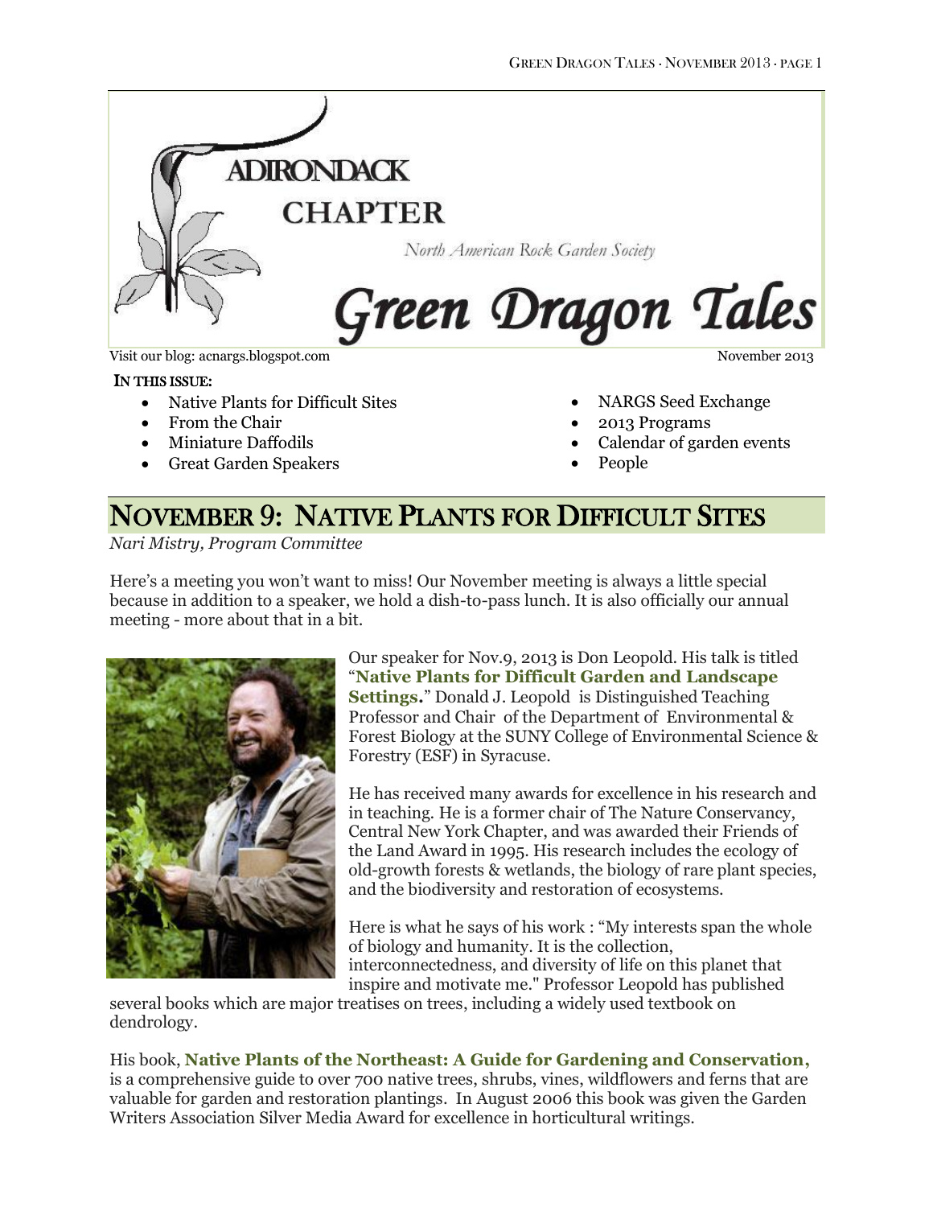# ADIRONDACK CHAPTER

*North American Rock Garden Society*

# Green Dragon Tales

Visit our blog: acnargs.blogspot.com

November 2013

**IN THIS ISSUE:**

- Native Plants for Difficult Sites
- From the Chair
- Miniature Daffodils
- Great Garden Speakers
- NARGS Seed Exchange
- 2013 Programs
- Calendar of garden events
- People

## NOVEMBER 9: NATIVE PLANTS FOR DIFFICULT SITES

*Nari Mistry, Program Committee*

Here's a meeting you won't want to miss! Our November meeting is always a little special because in addition to a speaker, we hold a dish-to-pass lunch. It is also officially our annual meeting - more about that in a bit.

Our speaker for Nov.9, 2013 is Don Leopold. His talk is titled "**Native Plants for Difficult Garden and Landscape Settings.**" Donald J. Leopold is Distinguished Teaching Professor and Chair of the Department of Environmental & Forest Biology at the SUNY College of Environmental Science & Forestry (ESF) in Syracuse.

He has received many awards for excellence in his research and in teaching. He is a former chair of The Nature Conservancy, Central New York Chapter, and was awarded their Friends of the Land Award in 1995. His research includes the ecology of old-growth forests & wetlands, the biology of rare plant species, and the biodiversity and restoration of ecosystems.

Here is what he says of his work : "My interests span the whole of biology and humanity. It is the collection, interconnectedness, and diversity of life on this planet that inspire and motivate me." Professor Leopold has published several books which are major treatises on trees, including a widely used textbook on dendrology.

His book, **Native Plants of the Northeast: A Guide for Gardening and Conservation**, is a comprehensive guide to over 700 native trees, shrubs, vines, wildflowers and ferns that are valuable for garden and restoration plantings. In August 2006 this book was given the Garden Writers Association Silver Media Award for excellence in horticultural writings.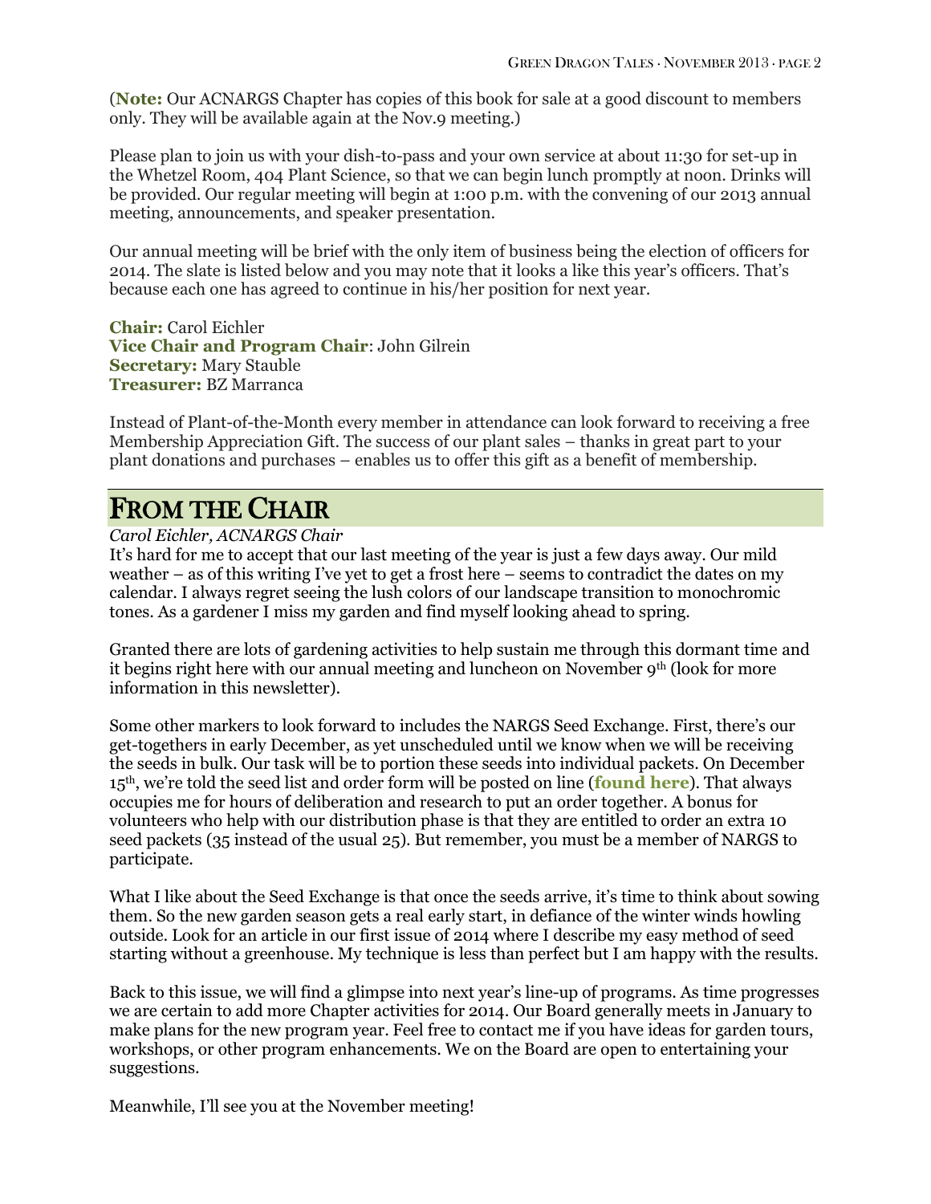(**Note:** Our ACNARGS Chapter has copies of this book for sale at a good discount to members only. They will be available again at the Nov.9 meeting.)

Please plan to join us with your dish-to-pass and your own service at about 11:30 for set-up in the Whetzel Room, 404 Plant Science, so that we can begin lunch promptly at noon. Drinks will be provided. Our regular meeting will begin at 1:00 p.m. with the convening of our 2013 annual meeting, announcements, and speaker presentation.

Our annual meeting will be brief with the only item of business being the election of officers for 2014. The slate is listed below and you may note that it looks a like this year's officers. That's because each one has agreed to continue in his/her position for next year.

**Chair:** Carol Eichler
**Vice Chair and Program Chair**: John Gilrein
**Secretary:** Mary Stauble
**Treasurer:** BZ Marranca

Instead of Plant-of-the-Month every member in attendance can look forward to receiving a free Membership Appreciation Gift. The success of our plant sales – thanks in great part to your plant donations and purchases – enables us to offer this gift as a benefit of membership.

# FROM THE CHAIR

*Carol Eichler, ACNARGS Chair*

It's hard for me to accept that our last meeting of the year is just a few days away. Our mild weather – as of this writing I've yet to get a frost here – seems to contradict the dates on my calendar. I always regret seeing the lush colors of our landscape transition to monochromic tones. As a gardener I miss my garden and find myself looking ahead to spring.

Granted there are lots of gardening activities to help sustain me through this dormant time and it begins right here with our annual meeting and luncheon on November 9th (look for more information in this newsletter).

Some other markers to look forward to includes the NARGS Seed Exchange. First, there's our get-togethers in early December, as yet unscheduled until we know when we will be receiving the seeds in bulk. Our task will be to portion these seeds into individual packets. On December 15th, we're told the seed list and order form will be posted on line (**found here**). That always occupies me for hours of deliberation and research to put an order together. A bonus for volunteers who help with our distribution phase is that they are entitled to order an extra 10 seed packets (35 instead of the usual 25). But remember, you must be a member of NARGS to participate.

What I like about the Seed Exchange is that once the seeds arrive, it's time to think about sowing them. So the new garden season gets a real early start, in defiance of the winter winds howling outside. Look for an article in our first issue of 2014 where I describe my easy method of seed starting without a greenhouse. My technique is less than perfect but I am happy with the results.

Back to this issue, we will find a glimpse into next year's line-up of programs. As time progresses we are certain to add more Chapter activities for 2014. Our Board generally meets in January to make plans for the new program year. Feel free to contact me if you have ideas for garden tours, workshops, or other program enhancements. We on the Board are open to entertaining your suggestions.

Meanwhile, I'll see you at the November meeting!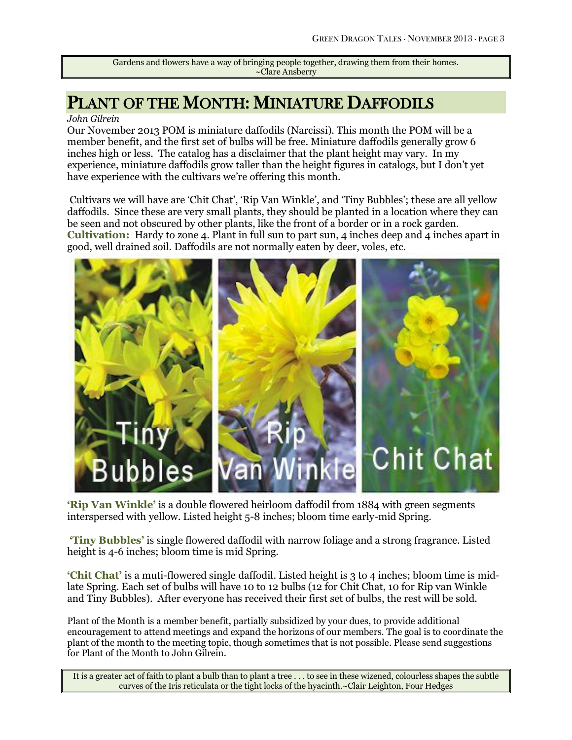Gardens and flowers have a way of bringing people together, drawing them from their homes.
~Clare Ansberry

# Plant of the Month: Miniature Daffodils

*John Gilrein*

Our November 2013 POM is miniature daffodils (Narcissi). This month the POM will be a member benefit, and the first set of bulbs will be free. Miniature daffodils generally grow 6 inches high or less. The catalog has a disclaimer that the plant height may vary. In my experience, miniature daffodils grow taller than the height figures in catalogs, but I don't yet have experience with the cultivars we're offering this month.

Cultivars we will have are 'Chit Chat', 'Rip Van Winkle', and 'Tiny Bubbles'; these are all yellow daffodils. Since these are very small plants, they should be planted in a location where they can be seen and not obscured by other plants, like the front of a border or in a rock garden.

**Cultivation:** Hardy to zone 4. Plant in full sun to part sun, 4 inches deep and 4 inches apart in good, well drained soil. Daffodils are not normally eaten by deer, voles, etc.

Tiny Bubbles Rip Van Winkle Chit Chat

**'Rip Van Winkle'** is a double flowered heirloom daffodil from 1884 with green segments interspersed with yellow. Listed height 5-8 inches; bloom time early-mid Spring.

**'Tiny Bubbles'** is single flowered daffodil with narrow foliage and a strong fragrance. Listed height is 4-6 inches; bloom time is mid Spring.

**'Chit Chat'** is a muti-flowered single daffodil. Listed height is 3 to 4 inches; bloom time is mid-late Spring. Each set of bulbs will have 10 to 12 bulbs (12 for Chit Chat, 10 for Rip van Winkle and Tiny Bubbles). After everyone has received their first set of bulbs, the rest will be sold.

Plant of the Month is a member benefit, partially subsidized by your dues, to provide additional encouragement to attend meetings and expand the horizons of our members. The goal is to coordinate the plant of the month to the meeting topic, though sometimes that is not possible. Please send suggestions for Plant of the Month to John Gilrein.

It is a greater act of faith to plant a bulb than to plant a tree . . . to see in these wizened, colourless shapes the subtle curves of the Iris reticulata or the tight locks of the hyacinth. ~Clair Leighton, Four Hedges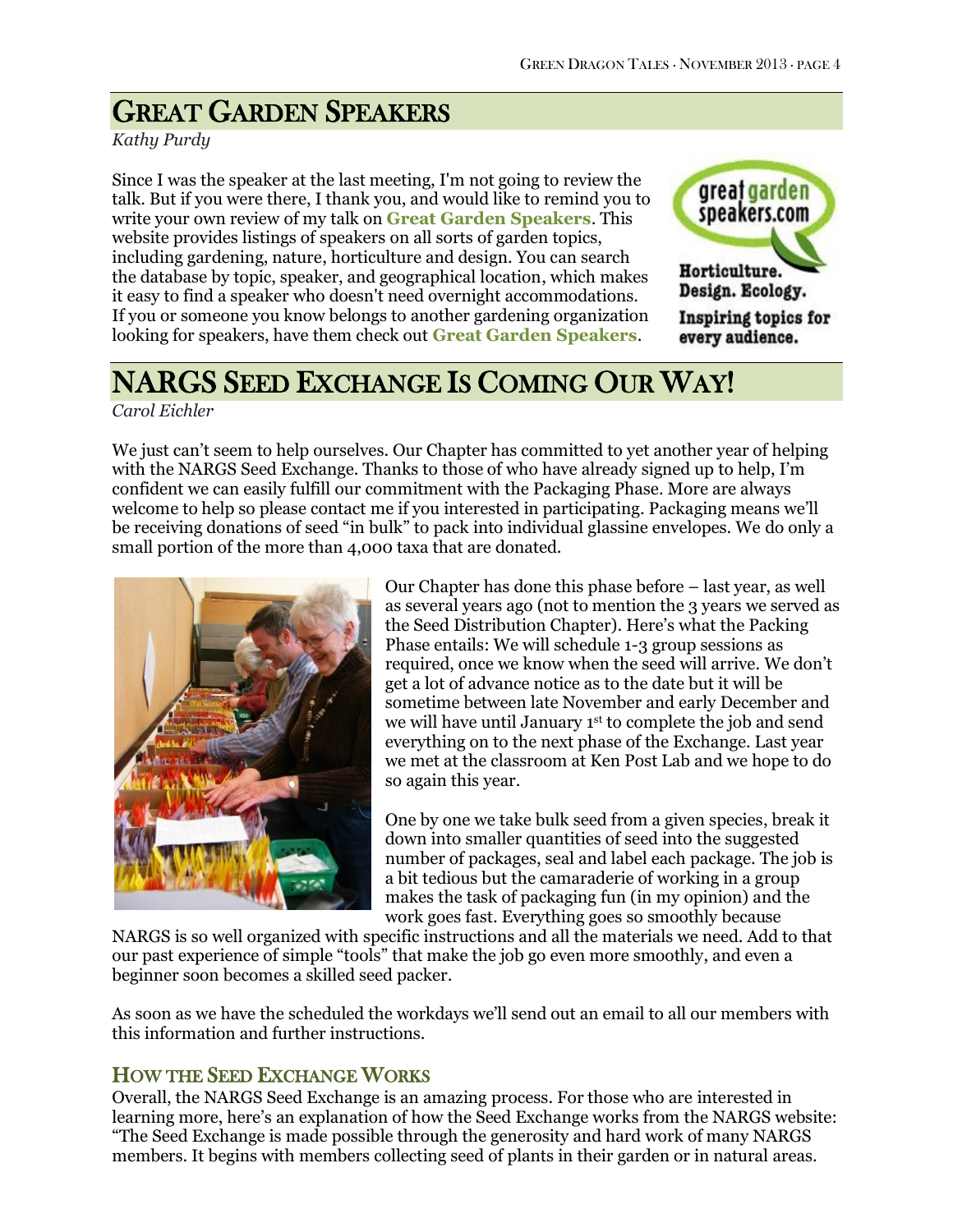# Great Garden Speakers

*Kathy Purdy*

Since I was the speaker at the last meeting, I'm not going to review the talk. But if you were there, I thank you, and would like to remind you to write your own review of my talk on **Great Garden Speakers**. This website provides listings of speakers on all sorts of garden topics, including gardening, nature, horticulture and design. You can search the database by topic, speaker, and geographical location, which makes it easy to find a speaker who doesn't need overnight accommodations. If you or someone you know belongs to another gardening organization looking for speakers, have them check out **Great Garden Speakers**.

# NARGS Seed Exchange Is Coming Our Way!

*Carol Eichler*

We just can't seem to help ourselves. Our Chapter has committed to yet another year of helping with the NARGS Seed Exchange. Thanks to those of who have already signed up to help, I'm confident we can easily fulfill our commitment with the Packaging Phase. More are always welcome to help so please contact me if you interested in participating. Packaging means we'll be receiving donations of seed "in bulk" to pack into individual glassine envelopes. We do only a small portion of the more than 4,000 taxa that are donated.

Our Chapter has done this phase before – last year, as well as several years ago (not to mention the 3 years we served as the Seed Distribution Chapter). Here's what the Packing Phase entails: We will schedule 1-3 group sessions as required, once we know when the seed will arrive. We don't get a lot of advance notice as to the date but it will be sometime between late November and early December and we will have until January 1st to complete the job and send everything on to the next phase of the Exchange. Last year we met at the classroom at Ken Post Lab and we hope to do so again this year.

One by one we take bulk seed from a given species, break it down into smaller quantities of seed into the suggested number of packages, seal and label each package. The job is a bit tedious but the camaraderie of working in a group makes the task of packaging fun (in my opinion) and the work goes fast. Everything goes so smoothly because NARGS is so well organized with specific instructions and all the materials we need. Add to that our past experience of simple "tools" that make the job go even more smoothly, and even a beginner soon becomes a skilled seed packer.

As soon as we have the scheduled the workdays we'll send out an email to all our members with this information and further instructions.

## How the Seed Exchange Works

Overall, the NARGS Seed Exchange is an amazing process. For those who are interested in learning more, here's an explanation of how the Seed Exchange works from the NARGS website: "The Seed Exchange is made possible through the generosity and hard work of many NARGS members. It begins with members collecting seed of plants in their garden or in natural areas.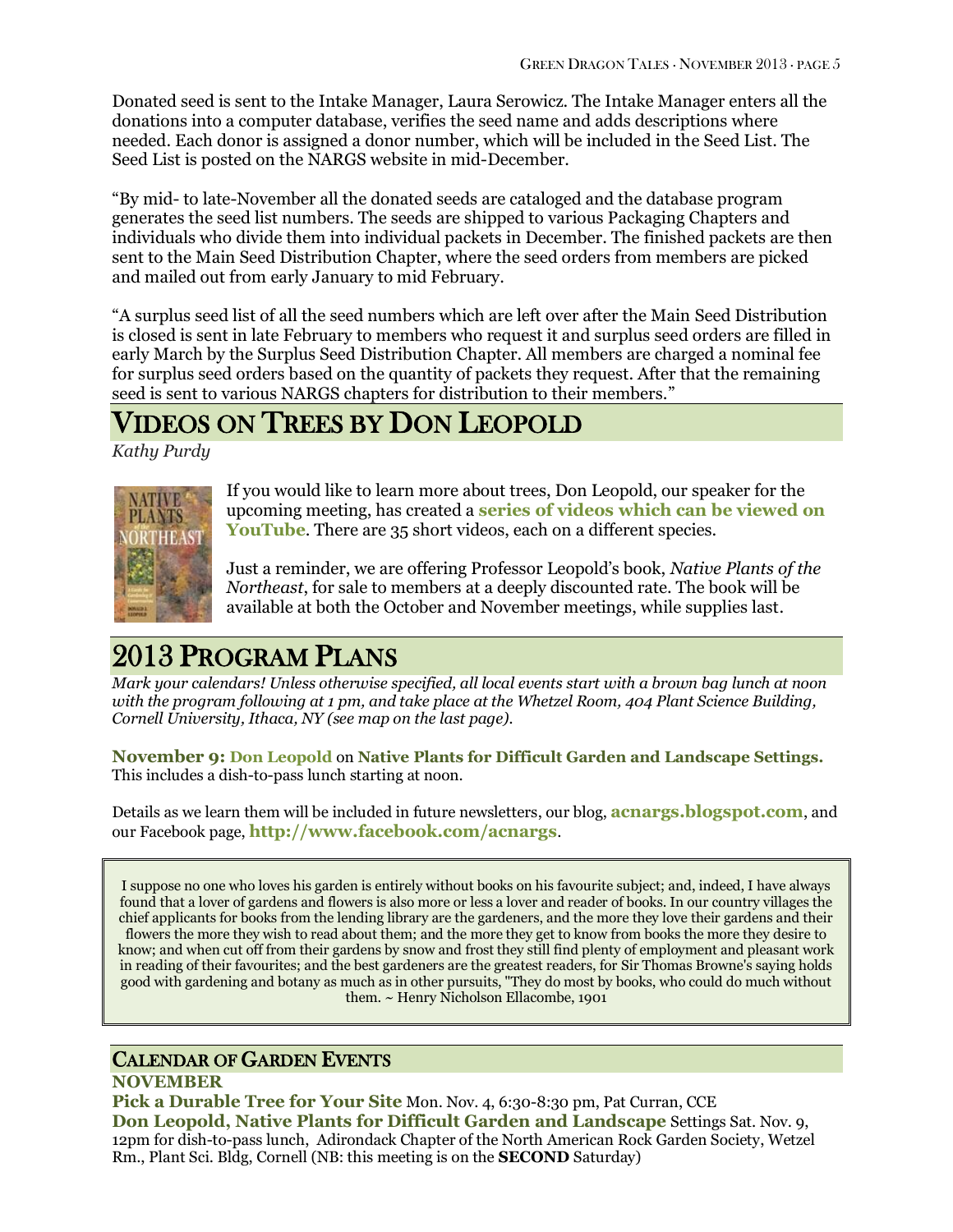Donated seed is sent to the Intake Manager, Laura Serowicz. The Intake Manager enters all the donations into a computer database, verifies the seed name and adds descriptions where needed. Each donor is assigned a donor number, which will be included in the Seed List. The Seed List is posted on the NARGS website in mid-December.

"By mid- to late-November all the donated seeds are cataloged and the database program generates the seed list numbers. The seeds are shipped to various Packaging Chapters and individuals who divide them into individual packets in December. The finished packets are then sent to the Main Seed Distribution Chapter, where the seed orders from members are picked and mailed out from early January to mid February.

"A surplus seed list of all the seed numbers which are left over after the Main Seed Distribution is closed is sent in late February to members who request it and surplus seed orders are filled in early March by the Surplus Seed Distribution Chapter. All members are charged a nominal fee for surplus seed orders based on the quantity of packets they request. After that the remaining seed is sent to various NARGS chapters for distribution to their members."

# Videos on Trees by Don Leopold

*Kathy Purdy*

If you would like to learn more about trees, Don Leopold, our speaker for the upcoming meeting, has created a **series of videos which can be viewed on YouTube**. There are 35 short videos, each on a different species.

Just a reminder, we are offering Professor Leopold's book, *Native Plants of the Northeast*, for sale to members at a deeply discounted rate. The book will be available at both the October and November meetings, while supplies last.

# 2013 Program Plans

*Mark your calendars! Unless otherwise specified, all local events start with a brown bag lunch at noon with the program following at 1 pm, and take place at the Whetzel Room, 404 Plant Science Building, Cornell University, Ithaca, NY (see map on the last page).*

**November 9: Don Leopold** on **Native Plants for Difficult Garden and Landscape Settings.** This includes a dish-to-pass lunch starting at noon.

Details as we learn them will be included in future newsletters, our blog, **acnargs.blogspot.com**, and our Facebook page, **http://www.facebook.com/acnargs**.

> I suppose no one who loves his garden is entirely without books on his favourite subject; and, indeed, I have always found that a lover of gardens and flowers is also more or less a lover and reader of books. In our country villages the chief applicants for books from the lending library are the gardeners, and the more they love their gardens and their flowers the more they wish to read about them; and the more they get to know from books the more they desire to know; and when cut off from their gardens by snow and frost they still find plenty of employment and pleasant work in reading of their favourites; and the best gardeners are the greatest readers, for Sir Thomas Browne's saying holds good with gardening and botany as much as in other pursuits, "They do most by books, who could do much without them. ~ Henry Nicholson Ellacombe, 1901

## Calendar of Garden Events

**NOVEMBER**

**Pick a Durable Tree for Your Site** Mon. Nov. 4, 6:30-8:30 pm, Pat Curran, CCE

**Don Leopold, Native Plants for Difficult Garden and Landscape** Settings Sat. Nov. 9, 12pm for dish-to-pass lunch, Adirondack Chapter of the North American Rock Garden Society, Wetzel Rm., Plant Sci. Bldg, Cornell (NB: this meeting is on the **SECOND** Saturday)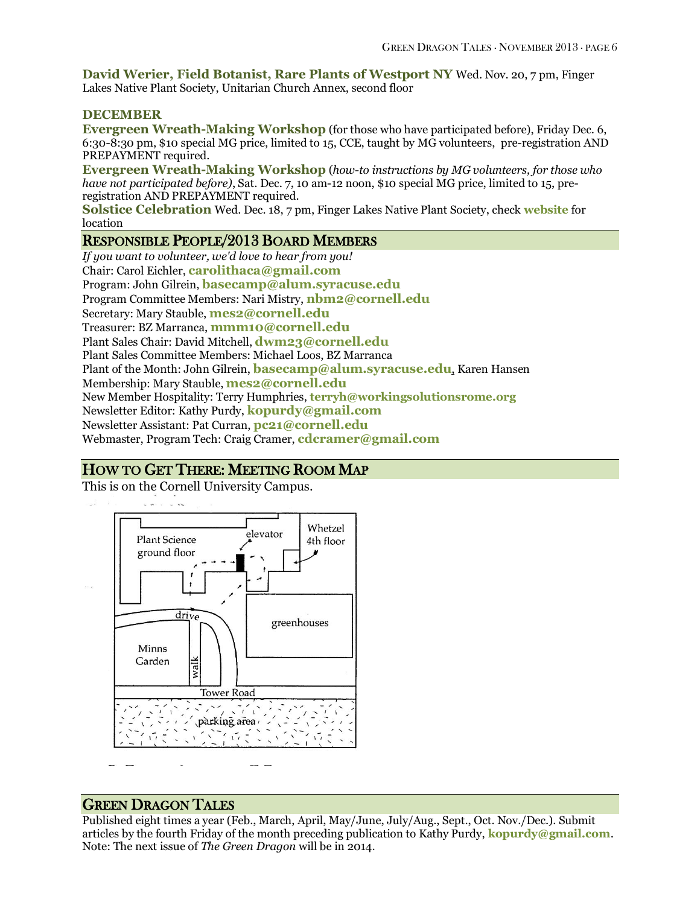**David Werier, Field Botanist, Rare Plants of Westport NY** Wed. Nov. 20, 7 pm, Finger Lakes Native Plant Society, Unitarian Church Annex, second floor

### DECEMBER

**Evergreen Wreath-Making Workshop** (for those who have participated before), Friday Dec. 6, 6:30-8:30 pm, $10 special MG price, limited to 15, CCE, taught by MG volunteers, pre-registration AND PREPAYMENT required.

**Evergreen Wreath-Making Workshop** (*how-to instructions by MG volunteers, for those who have not participated before)*, Sat. Dec. 7, 10 am-12 noon, $10 special MG price, limited to 15, pre-registration AND PREPAYMENT required.

**Solstice Celebration** Wed. Dec. 18, 7 pm, Finger Lakes Native Plant Society, check **website** for location

## RESPONSIBLE PEOPLE/2013 BOARD MEMBERS

*If you want to volunteer, we'd love to hear from you!*

Chair: Carol Eichler, **carolithaca@gmail.com**
Program: John Gilrein, **basecamp@alum.syracuse.edu**
Program Committee Members: Nari Mistry, **nbm2@cornell.edu**
Secretary: Mary Stauble, **mes2@cornell.edu**
Treasurer: BZ Marranca, **mmm10@cornell.edu**
Plant Sales Chair: David Mitchell, **dwm23@cornell.edu**
Plant Sales Committee Members: Michael Loos, BZ Marranca
Plant of the Month: John Gilrein, **basecamp@alum.syracuse.edu**, Karen Hansen
Membership: Mary Stauble, **mes2@cornell.edu**
New Member Hospitality: Terry Humphries, **terryh@workingsolutionsrome.org**
Newsletter Editor: Kathy Purdy, **kopurdy@gmail.com**
Newsletter Assistant: Pat Curran, **pc21@cornell.edu**
Webmaster, Program Tech: Craig Cramer, **cdcramer@gmail.com**

## HOW TO GET THERE: MEETING ROOM MAP

This is on the Cornell University Campus.

Plant Science ground floor
elevator
Whetzel 4th floor
drive
greenhouses
Minns Garden
walk
Tower Road
parking area

## GREEN DRAGON TALES

Published eight times a year (Feb., March, April, May/June, July/Aug., Sept., Oct. Nov./Dec.). Submit articles by the fourth Friday of the month preceding publication to Kathy Purdy, **kopurdy@gmail.com**. Note: The next issue of *The Green Dragon* will be in 2014.